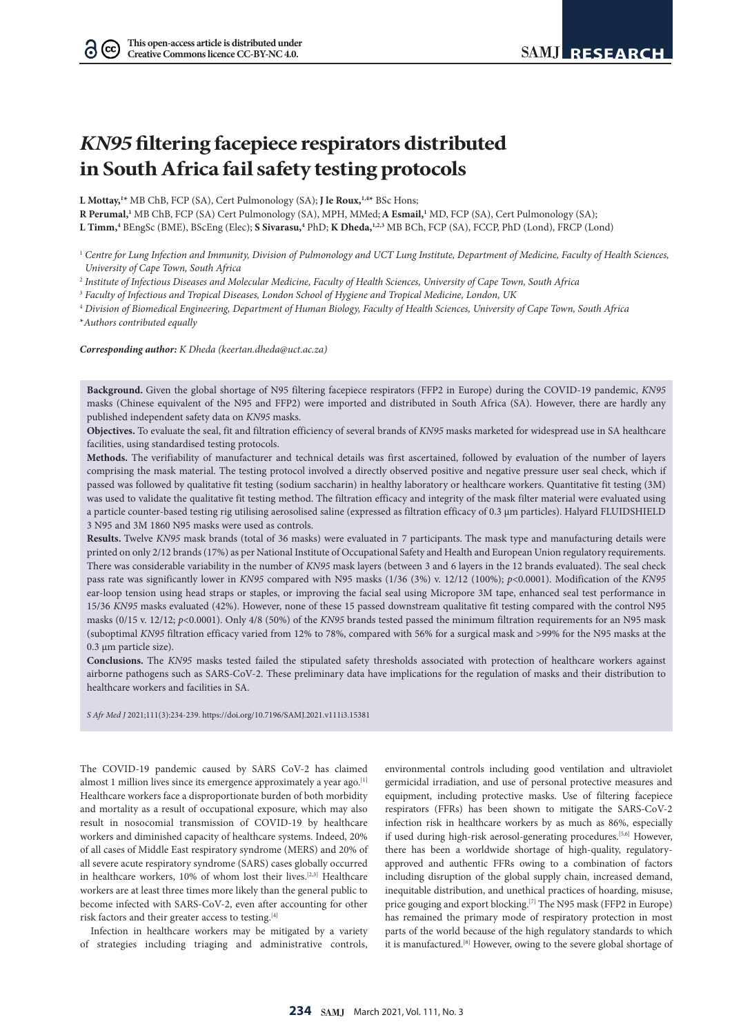# *KN95* filtering facepiece respirators distributed in South Africa fail safety testing protocols

**L Mottay,**[1*] MB ChB, FCP (SA), Cert Pulmonology (SA); **J le Roux,**[1,4*] BSc Hons; **R Perumal,**[1] MB ChB, FCP (SA) Cert Pulmonology (SA), MPH, MMed; **A Esmail,**[1] MD, FCP (SA), Cert Pulmonology (SA); **L Timm,**[4] BEngSc (BME), BScEng (Elec); **S Sivarasu,**[4] PhD; **K Dheda,**[1,2,3] MB BCh, FCP (SA), FCCP, PhD (Lond), FRCP (Lond)

[1] *Centre for Lung Infection and Immunity, Division of Pulmonology and UCT Lung Institute, Department of Medicine, Faculty of Health Sciences, University of Cape Town, South Africa*

[2] *Institute of Infectious Diseases and Molecular Medicine, Faculty of Health Sciences, University of Cape Town, South Africa*

[3] *Faculty of Infectious and Tropical Diseases, London School of Hygiene and Tropical Medicine, London, UK*

[4] *Division of Biomedical Engineering, Department of Human Biology, Faculty of Health Sciences, University of Cape Town, South Africa*

*\*Authors contributed equally*

***Corresponding author:** K Dheda (keertan.dheda@uct.ac.za)*

**Background.** Given the global shortage of N95 filtering facepiece respirators (FFP2 in Europe) during the COVID-19 pandemic, *KN95* masks (Chinese equivalent of the N95 and FFP2) were imported and distributed in South Africa (SA). However, there are hardly any published independent safety data on *KN95* masks.

**Objectives.** To evaluate the seal, fit and filtration efficiency of several brands of *KN95* masks marketed for widespread use in SA healthcare facilities, using standardised testing protocols.

**Methods.** The verifiability of manufacturer and technical details was first ascertained, followed by evaluation of the number of layers comprising the mask material. The testing protocol involved a directly observed positive and negative pressure user seal check, which if passed was followed by qualitative fit testing (sodium saccharin) in healthy laboratory or healthcare workers. Quantitative fit testing (3M) was used to validate the qualitative fit testing method. The filtration efficacy and integrity of the mask filter material were evaluated using a particle counter-based testing rig utilising aerosolised saline (expressed as filtration efficacy of 0.3 µm particles). Halyard FLUIDSHIELD 3 N95 and 3M 1860 N95 masks were used as controls.

**Results.** Twelve *KN95* mask brands (total of 36 masks) were evaluated in 7 participants. The mask type and manufacturing details were printed on only 2/12 brands (17%) as per National Institute of Occupational Safety and Health and European Union regulatory requirements. There was considerable variability in the number of *KN95* mask layers (between 3 and 6 layers in the 12 brands evaluated). The seal check pass rate was significantly lower in *KN95* compared with N95 masks (1/36 (3%) v. 12/12 (100%); $p<0.0001$). Modification of the *KN95* ear-loop tension using head straps or staples, or improving the facial seal using Micropore 3M tape, enhanced seal test performance in 15/36 *KN95* masks evaluated (42%). However, none of these 15 passed downstream qualitative fit testing compared with the control N95 masks (0/15 v. 12/12; $p<0.0001$). Only 4/8 (50%) of the *KN95* brands tested passed the minimum filtration requirements for an N95 mask (suboptimal *KN95* filtration efficacy varied from 12% to 78%, compared with 56% for a surgical mask and >99% for the N95 masks at the 0.3 µm particle size).

**Conclusions.** The *KN95* masks tested failed the stipulated safety thresholds associated with protection of healthcare workers against airborne pathogens such as SARS-CoV-2. These preliminary data have implications for the regulation of masks and their distribution to healthcare workers and facilities in SA.

*S Afr Med J* 2021;111(3):234-239. https://doi.org/10.7196/SAMJ.2021.v111i3.15381

The COVID-19 pandemic caused by SARS CoV-2 has claimed almost 1 million lives since its emergence approximately a year ago.[1] Healthcare workers face a disproportionate burden of both morbidity and mortality as a result of occupational exposure, which may also result in nosocomial transmission of COVID-19 by healthcare workers and diminished capacity of healthcare systems. Indeed, 20% of all cases of Middle East respiratory syndrome (MERS) and 20% of all severe acute respiratory syndrome (SARS) cases globally occurred in healthcare workers, 10% of whom lost their lives.[2,3] Healthcare workers are at least three times more likely than the general public to become infected with SARS-CoV-2, even after accounting for other risk factors and their greater access to testing.[4]

Infection in healthcare workers may be mitigated by a variety of strategies including triaging and administrative controls, environmental controls including good ventilation and ultraviolet germicidal irradiation, and use of personal protective measures and equipment, including protective masks. Use of filtering facepiece respirators (FFRs) has been shown to mitigate the SARS-CoV-2 infection risk in healthcare workers by as much as 86%, especially if used during high-risk aerosol-generating procedures.[5,6] However, there has been a worldwide shortage of high-quality, regulatory-approved and authentic FFRs owing to a combination of factors including disruption of the global supply chain, increased demand, inequitable distribution, and unethical practices of hoarding, misuse, price gouging and export blocking.[7] The N95 mask (FFP2 in Europe) has remained the primary mode of respiratory protection in most parts of the world because of the high regulatory standards to which it is manufactured.[8] However, owing to the severe global shortage of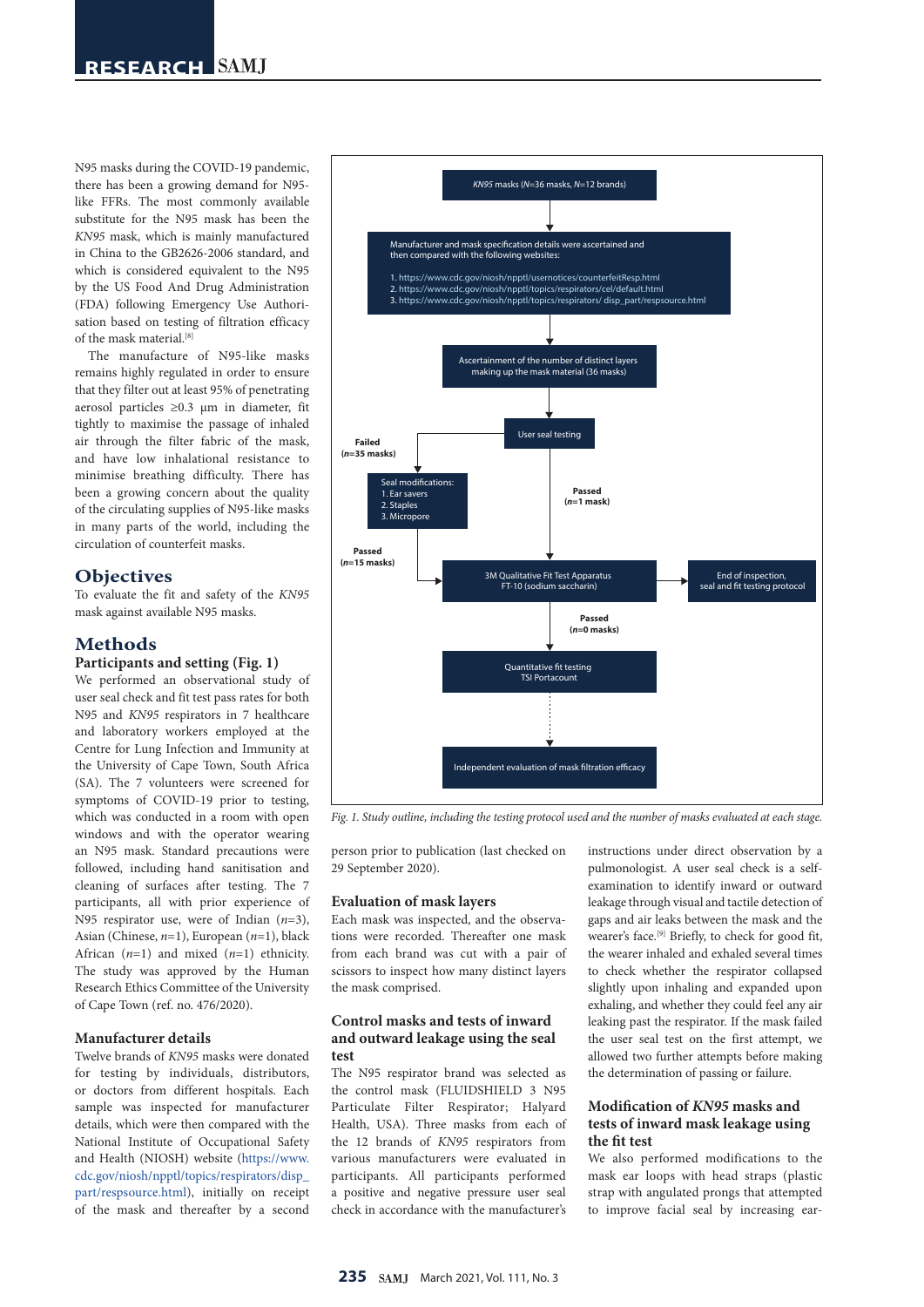N95 masks during the COVID-19 pandemic, there has been a growing demand for N95-like FFRs. The most commonly available substitute for the N95 mask has been the *KN95* mask, which is mainly manufactured in China to the GB2626-2006 standard, and which is considered equivalent to the N95 by the US Food And Drug Administration (FDA) following Emergency Use Authorisation based on testing of filtration efficacy of the mask material.[8]

The manufacture of N95-like masks remains highly regulated in order to ensure that they filter out at least 95% of penetrating aerosol particles ≥0.3 µm in diameter, fit tightly to maximise the passage of inhaled air through the filter fabric of the mask, and have low inhalational resistance to minimise breathing difficulty. There has been a growing concern about the quality of the circulating supplies of N95-like masks in many parts of the world, including the circulation of counterfeit masks.

## Objectives

To evaluate the fit and safety of the *KN95* mask against available N95 masks.

## Methods

### Participants and setting (Fig. 1)

We performed an observational study of user seal check and fit test pass rates for both N95 and *KN95* respirators in 7 healthcare and laboratory workers employed at the Centre for Lung Infection and Immunity at the University of Cape Town, South Africa (SA). The 7 volunteers were screened for symptoms of COVID-19 prior to testing, which was conducted in a room with open windows and with the operator wearing an N95 mask. Standard precautions were followed, including hand sanitisation and cleaning of surfaces after testing. The 7 participants, all with prior experience of N95 respirator use, were of Indian (*n*=3), Asian (Chinese, *n*=1), European (*n*=1), black African (*n*=1) and mixed (*n*=1) ethnicity. The study was approved by the Human Research Ethics Committee of the University of Cape Town (ref. no. 476/2020).

### Manufacturer details

Twelve brands of *KN95* masks were donated for testing by individuals, distributors, or doctors from different hospitals. Each sample was inspected for manufacturer details, which were then compared with the National Institute of Occupational Safety and Health (NIOSH) website (https://www.cdc.gov/niosh/npptl/topics/respirators/disp_part/respsource.html), initially on receipt of the mask and thereafter by a second person prior to publication (last checked on 29 September 2020).

KN95 masks (N=36 masks, N=12 brands)
→ Manufacturer and mask specification details were ascertained and then compared with the following websites:
1. https://www.cdc.gov/niosh/npptl/usernotices/counterfeitResp.html
2. https://www.cdc.gov/niosh/npptl/topics/respirators/cel/default.html
3. https://www.cdc.gov/niosh/npptl/topics/respirators/ disp_part/respsource.html
→ Ascertainment of the number of distinct layers making up the mask material (36 masks)
→ User seal testing
- Failed (*n*=35 masks) → Seal modifications: 1. Ear savers 2. Staples 3. Micropore → Passed (*n*=15 masks) → 3M Qualitative Fit Test Apparatus FT-10 (sodium saccharin)
- Passed (*n*=1 mask) → 3M Qualitative Fit Test Apparatus FT-10 (sodium saccharin)

3M Qualitative Fit Test Apparatus FT-10 (sodium saccharin) → End of inspection, seal and fit testing protocol
3M Qualitative Fit Test Apparatus FT-10 (sodium saccharin) → Passed (*n*=0 masks) → Quantitative fit testing TSI Portacount → Independent evaluation of mask filtration efficacy

*Fig. 1. Study outline, including the testing protocol used and the number of masks evaluated at each stage.*

### Evaluation of mask layers

Each mask was inspected, and the observations were recorded. Thereafter one mask from each brand was cut with a pair of scissors to inspect how many distinct layers the mask comprised.

### Control masks and tests of inward and outward leakage using the seal test

The N95 respirator brand was selected as the control mask (FLUIDSHIELD 3 N95 Particulate Filter Respirator; Halyard Health, USA). Three masks from each of the 12 brands of *KN95* respirators from various manufacturers were evaluated in participants. All participants performed a positive and negative pressure user seal check in accordance with the manufacturer's instructions under direct observation by a pulmonologist. A user seal check is a self-examination to identify inward or outward leakage through visual and tactile detection of gaps and air leaks between the mask and the wearer's face.[9] Briefly, to check for good fit, the wearer inhaled and exhaled several times to check whether the respirator collapsed slightly upon inhaling and expanded upon exhaling, and whether they could feel any air leaking past the respirator. If the mask failed the user seal test on the first attempt, we allowed two further attempts before making the determination of passing or failure.

### Modification of *KN95* masks and tests of inward mask leakage using the fit test

We also performed modifications to the mask ear loops with head straps (plastic strap with angulated prongs that attempted to improve facial seal by increasing ear-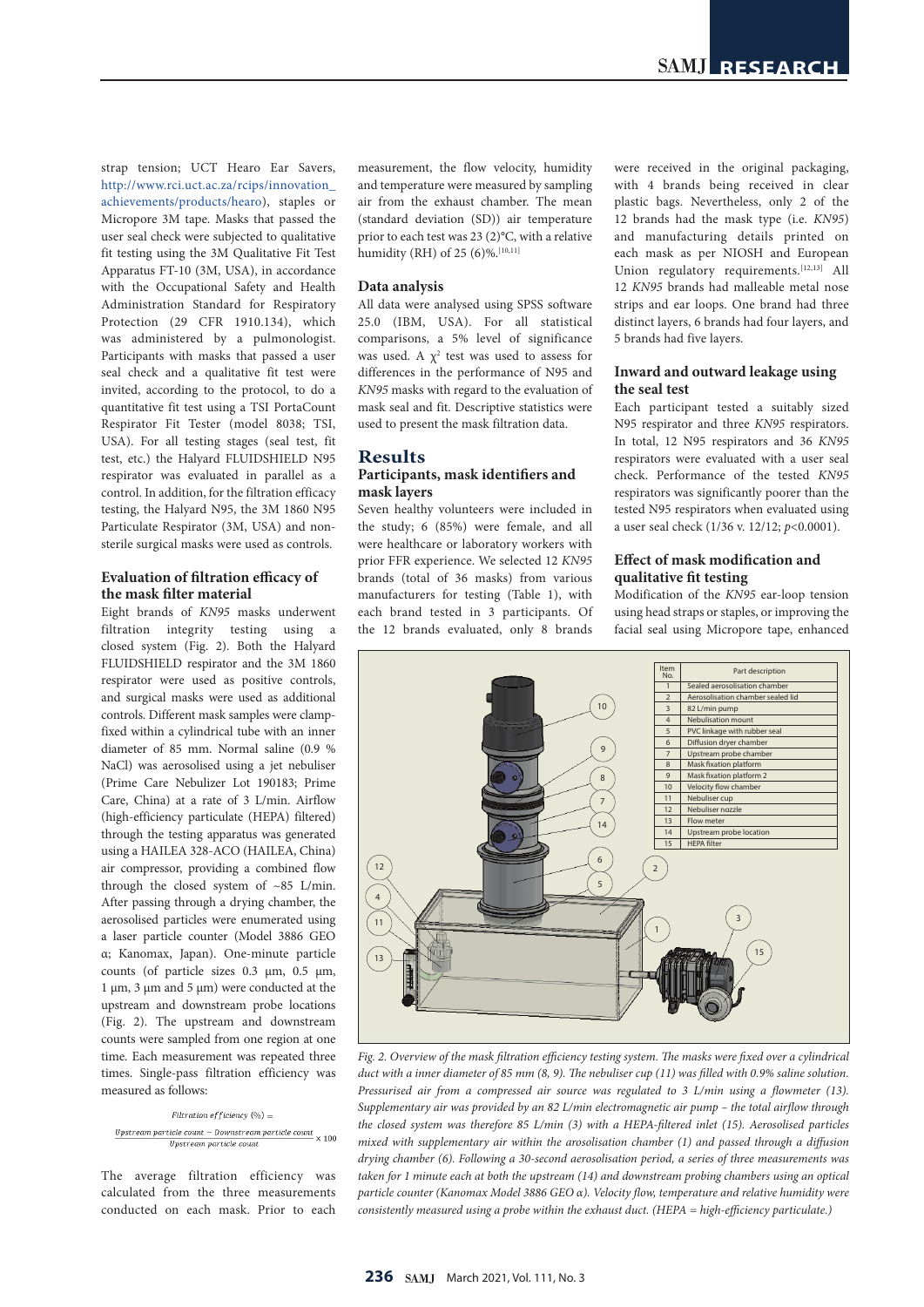strap tension; UCT Hearo Ear Savers, http://www.rci.uct.ac.za/rcips/innovation_achievements/products/hearo), staples or Micropore 3M tape. Masks that passed the user seal check were subjected to qualitative fit testing using the 3M Qualitative Fit Test Apparatus FT-10 (3M, USA), in accordance with the Occupational Safety and Health Administration Standard for Respiratory Protection (29 CFR 1910.134), which was administered by a pulmonologist. Participants with masks that passed a user seal check and a qualitative fit test were invited, according to the protocol, to do a quantitative fit test using a TSI PortaCount Respirator Fit Tester (model 8038; TSI, USA). For all testing stages (seal test, fit test, etc.) the Halyard FLUIDSHIELD N95 respirator was evaluated in parallel as a control. In addition, for the filtration efficacy testing, the Halyard N95, the 3M 1860 N95 Particulate Respirator (3M, USA) and non-sterile surgical masks were used as controls.

### Evaluation of filtration efficacy of the mask filter material

Eight brands of *KN95* masks underwent filtration integrity testing using a closed system (Fig. 2). Both the Halyard FLUIDSHIELD respirator and the 3M 1860 respirator were used as positive controls, and surgical masks were used as additional controls. Different mask samples were clamp-fixed within a cylindrical tube with an inner diameter of 85 mm. Normal saline (0.9 % NaCl) was aerosolised using a jet nebuliser (Prime Care Nebulizer Lot 190183; Prime Care, China) at a rate of 3 L/min. Airflow (high-efficiency particulate (HEPA) filtered) through the testing apparatus was generated using a HAILEA 328-ACO (HAILEA, China) air compressor, providing a combined flow through the closed system of ~85 L/min. After passing through a drying chamber, the aerosolised particles were enumerated using a laser particle counter (Model 3886 GEO α; Kanomax, Japan). One-minute particle counts (of particle sizes 0.3 µm, 0.5 µm, 1 µm, 3 µm and 5 µm) were conducted at the upstream and downstream probe locations (Fig. 2). The upstream and downstream counts were sampled from one region at one time. Each measurement was repeated three times. Single-pass filtration efficiency was measured as follows:

$$\textit{Filtration efficiency}\ (\%) = \frac{\textit{Upstream particle count} - \textit{Downstream particle count}}{\textit{Upstream particle count}} \times 100$$

The average filtration efficiency was calculated from the three measurements conducted on each mask. Prior to each measurement, the flow velocity, humidity and temperature were measured by sampling air from the exhaust chamber. The mean (standard deviation (SD)) air temperature prior to each test was 23 (2)°C, with a relative humidity (RH) of 25 (6)%.[10,11]

### Data analysis

All data were analysed using SPSS software 25.0 (IBM, USA). For all statistical comparisons, a 5% level of significance was used. A $\chi^2$ test was used to assess for differences in the performance of N95 and *KN95* masks with regard to the evaluation of mask seal and fit. Descriptive statistics were used to present the mask filtration data.

## Results

### Participants, mask identifiers and mask layers

Seven healthy volunteers were included in the study; 6 (85%) were female, and all were healthcare or laboratory workers with prior FFR experience. We selected 12 *KN95* brands (total of 36 masks) from various manufacturers for testing (Table 1), with each brand tested in 3 participants. Of the 12 brands evaluated, only 8 brands were received in the original packaging, with 4 brands being received in clear plastic bags. Nevertheless, only 2 of the 12 brands had the mask type (i.e. *KN95*) and manufacturing details printed on each mask as per NIOSH and European Union regulatory requirements.[12,13] All 12 *KN95* brands had malleable metal nose strips and ear loops. One brand had three distinct layers, 6 brands had four layers, and 5 brands had five layers.

### Inward and outward leakage using the seal test

Each participant tested a suitably sized N95 respirator and three *KN95* respirators. In total, 12 N95 respirators and 36 *KN95* respirators were evaluated with a user seal check. Performance of the tested *KN95* respirators was significantly poorer than the tested N95 respirators when evaluated using a user seal check (1/36 v. 12/12; $p<0.0001$).

### Effect of mask modification and qualitative fit testing

Modification of the *KN95* ear-loop tension using head straps or staples, or improving the facial seal using Micropore tape, enhanced

| Item No. | Part description |
|---|---|
| 1 | Sealed aerosolisation chamber |
| 2 | Aerosolisation chamber sealed lid |
| 3 | 82 L/min pump |
| 4 | Nebulisation mount |
| 5 | PVC linkage with rubber seal |
| 6 | Diffusion dryer chamber |
| 7 | Upstream probe chamber |
| 8 | Mask fixation platform |
| 9 | Mask fixation platform 2 |
| 10 | Velocity flow chamber |
| 11 | Nebuliser cup |
| 12 | Nebuliser nozzle |
| 13 | Flow meter |
| 14 | Upstream probe location |
| 15 | HEPA filter |

*Fig. 2. Overview of the mask filtration efficiency testing system. The masks were fixed over a cylindrical duct with a inner diameter of 85 mm (8, 9). The nebuliser cup (11) was filled with 0.9% saline solution. Pressurised air from a compressed air source was regulated to 3 L/min using a flowmeter (13). Supplementary air was provided by an 82 L/min electromagnetic air pump – the total airflow through the closed system was therefore 85 L/min (3) with a HEPA-filtered inlet (15). Aerosolised particles mixed with supplementary air within the arosolisation chamber (1) and passed through a diffusion drying chamber (6). Following a 30-second aerosolisation period, a series of three measurements was taken for 1 minute each at both the upstream (14) and downstream probing chambers using an optical particle counter (Kanomax Model 3886 GEO α). Velocity flow, temperature and relative humidity were consistently measured using a probe within the exhaust duct. (HEPA = high-efficiency particulate.)*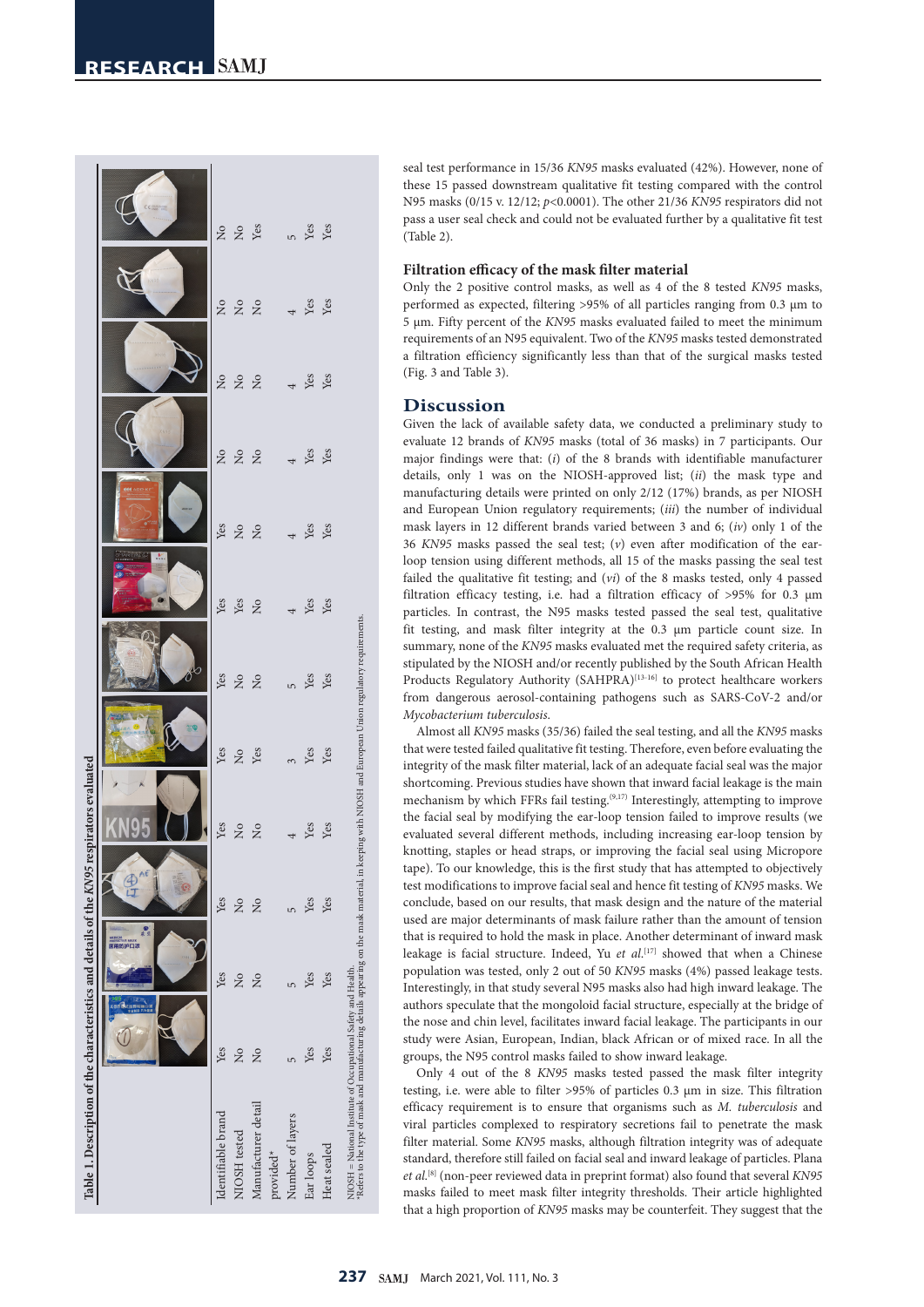**Table 1. Description of the characteristics and details of the *KN95* respirators evaluated**

| | 1 | 2 | 3 | 4 | 5 | 6 | 7 | 8 | 9 | 10 | 11 | 12 |
|---|---|---|---|---|---|---|---|---|---|---|---|---|
| Identifiable brand | Yes | Yes | Yes | Yes | Yes | Yes | Yes | Yes | No | No | No | No |
| NIOSH tested | No | No | No | No | No | No | Yes | No | No | No | No | No |
| Manufacturer detail provided* | No | No | No | No | Yes | No | No | No | No | No | No | Yes |
| Number of layers | 5 | 5 | 5 | 4 | 3 | 5 | 4 | 4 | 4 | 4 | 4 | 5 |
| Ear loops | Yes | Yes | Yes | Yes | Yes | Yes | Yes | Yes | Yes | Yes | Yes | Yes |
| Heat sealed | Yes | Yes | Yes | Yes | Yes | Yes | Yes | Yes | Yes | Yes | Yes | Yes |

NIOSH = National Institute of Occupational Safety and Health.
*Refers to the type of mask and manufacturing details appearing on the mask material, in keeping with NIOSH and European Union regulatory requirements.

seal test performance in 15/36 *KN95* masks evaluated (42%). However, none of these 15 passed downstream qualitative fit testing compared with the control N95 masks (0/15 v. 12/12; $p<0.0001$). The other 21/36 *KN95* respirators did not pass a user seal check and could not be evaluated further by a qualitative fit test (Table 2).

### Filtration efficacy of the mask filter material

Only the 2 positive control masks, as well as 4 of the 8 tested *KN95* masks, performed as expected, filtering >95% of all particles ranging from 0.3 µm to 5 µm. Fifty percent of the *KN95* masks evaluated failed to meet the minimum requirements of an N95 equivalent. Two of the *KN95* masks tested demonstrated a filtration efficiency significantly less than that of the surgical masks tested (Fig. 3 and Table 3).

## Discussion

Given the lack of available safety data, we conducted a preliminary study to evaluate 12 brands of *KN95* masks (total of 36 masks) in 7 participants. Our major findings were that: (*i*) of the 8 brands with identifiable manufacturer details, only 1 was on the NIOSH-approved list; (*ii*) the mask type and manufacturing details were printed on only 2/12 (17%) brands, as per NIOSH and European Union regulatory requirements; (*iii*) the number of individual mask layers in 12 different brands varied between 3 and 6; (*iv*) only 1 of the 36 *KN95* masks passed the seal test; (*v*) even after modification of the ear-loop tension using different methods, all 15 of the masks passing the seal test failed the qualitative fit testing; and (*vi*) of the 8 masks tested, only 4 passed filtration efficacy testing, i.e. had a filtration efficacy of >95% for 0.3 µm particles. In contrast, the N95 masks tested passed the seal test, qualitative fit testing, and mask filter integrity at the 0.3 µm particle count size. In summary, none of the *KN95* masks evaluated met the required safety criteria, as stipulated by the NIOSH and/or recently published by the South African Health Products Regulatory Authority (SAHPRA)[13-16] to protect healthcare workers from dangerous aerosol-containing pathogens such as SARS-CoV-2 and/or *Mycobacterium tuberculosis*.

Almost all *KN95* masks (35/36) failed the seal testing, and all the *KN95* masks that were tested failed qualitative fit testing. Therefore, even before evaluating the integrity of the mask filter material, lack of an adequate facial seal was the major shortcoming. Previous studies have shown that inward facial leakage is the main mechanism by which FFRs fail testing.[9,17] Interestingly, attempting to improve the facial seal by modifying the ear-loop tension failed to improve results (we evaluated several different methods, including increasing ear-loop tension by knotting, staples or head straps, or improving the facial seal using Micropore tape). To our knowledge, this is the first study that has attempted to objectively test modifications to improve facial seal and hence fit testing of *KN95* masks. We conclude, based on our results, that mask design and the nature of the material used are major determinants of mask failure rather than the amount of tension that is required to hold the mask in place. Another determinant of inward mask leakage is facial structure. Indeed, Yu *et al.*[17] showed that when a Chinese population was tested, only 2 out of 50 *KN95* masks (4%) passed leakage tests. Interestingly, in that study several N95 masks also had high inward leakage. The authors speculate that the mongoloid facial structure, especially at the bridge of the nose and chin level, facilitates inward facial leakage. The participants in our study were Asian, European, Indian, black African or of mixed race. In all the groups, the N95 control masks failed to show inward leakage.

Only 4 out of the 8 *KN95* masks tested passed the mask filter integrity testing, i.e. were able to filter >95% of particles 0.3 µm in size. This filtration efficacy requirement is to ensure that organisms such as *M. tuberculosis* and viral particles complexed to respiratory secretions fail to penetrate the mask filter material. Some *KN95* masks, although filtration integrity was of adequate standard, therefore still failed on facial seal and inward leakage of particles. Plana *et al.*[8] (non-peer reviewed data in preprint format) also found that several *KN95* masks failed to meet mask filter integrity thresholds. Their article highlighted that a high proportion of *KN95* masks may be counterfeit. They suggest that the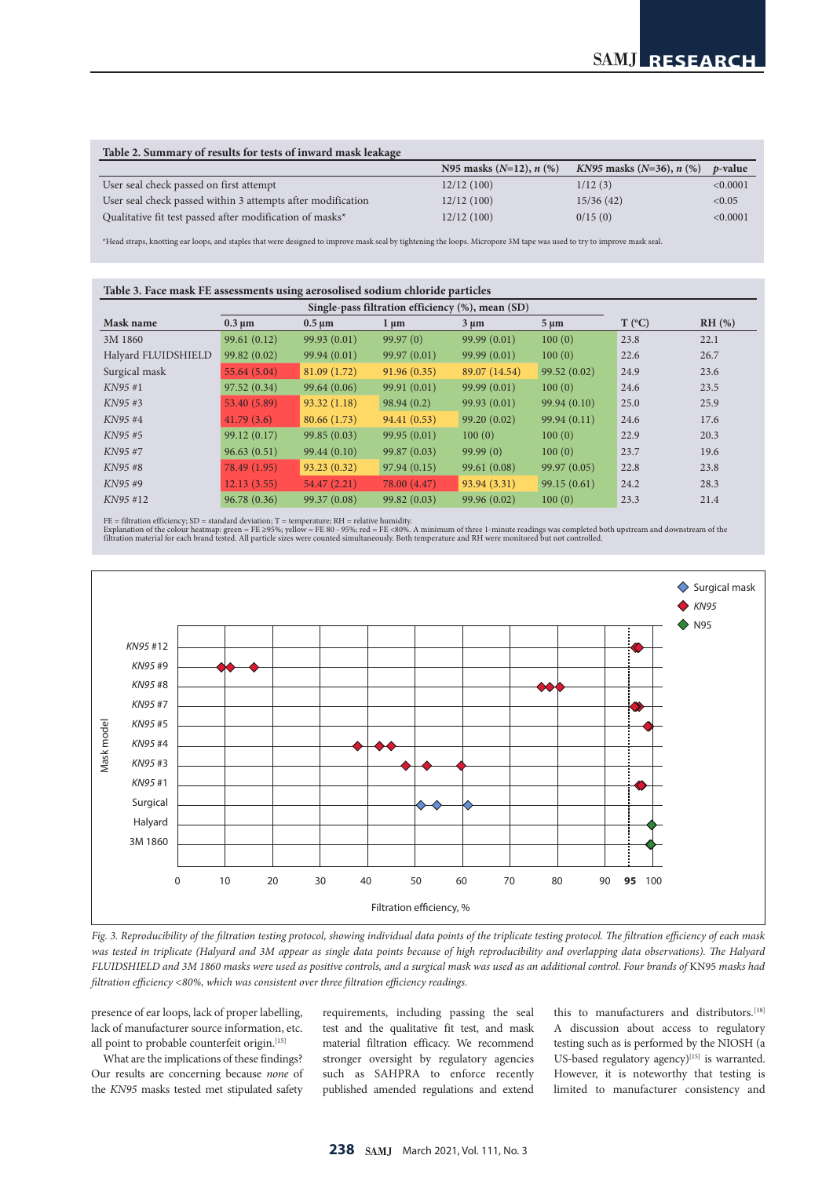**Table 2. Summary of results for tests of inward mask leakage**

| | N95 masks ($N$=12), $n$ (%) | *KN95* masks ($N$=36), $n$ (%) | $p$-value |
|---|---|---|---|
| User seal check passed on first attempt | 12/12 (100) | 1/12 (3) | <0.0001 |
| User seal check passed within 3 attempts after modification | 12/12 (100) | 15/36 (42) | <0.05 |
| Qualitative fit test passed after modification of masks* | 12/12 (100) | 0/15 (0) | <0.0001 |

*Head straps, knotting ear loops, and staples that were designed to improve mask seal by tightening the loops. Micropore 3M tape was used to try to improve mask seal.

**Table 3. Face mask FE assessments using aerosolised sodium chloride particles**

| | Single-pass filtration efficiency (%), mean (SD) | | | | | | |
|---|---|---|---|---|---|---|---|
| Mask name | 0.3 µm | 0.5 µm | 1 µm | 3 µm | 5 µm | T (°C) | RH (%) |
| 3M 1860 | 99.61 (0.12) | 99.93 (0.01) | 99.97 (0) | 99.99 (0.01) | 100 (0) | 23.8 | 22.1 |
| Halyard FLUIDSHIELD | 99.82 (0.02) | 99.94 (0.01) | 99.97 (0.01) | 99.99 (0.01) | 100 (0) | 22.6 | 26.7 |
| Surgical mask | 55.64 (5.04) | 81.09 (1.72) | 91.96 (0.35) | 89.07 (14.54) | 99.52 (0.02) | 24.9 | 23.6 |
| *KN95* #1 | 97.52 (0.34) | 99.64 (0.06) | 99.91 (0.01) | 99.99 (0.01) | 100 (0) | 24.6 | 23.5 |
| *KN95* #3 | 53.40 (5.89) | 93.32 (1.18) | 98.94 (0.2) | 99.93 (0.01) | 99.94 (0.10) | 25.0 | 25.9 |
| *KN95* #4 | 41.79 (3.6) | 80.66 (1.73) | 94.41 (0.53) | 99.20 (0.02) | 99.94 (0.11) | 24.6 | 17.6 |
| *KN95* #5 | 99.12 (0.17) | 99.85 (0.03) | 99.95 (0.01) | 100 (0) | 100 (0) | 22.9 | 20.3 |
| *KN95* #7 | 96.63 (0.51) | 99.44 (0.10) | 99.87 (0.03) | 99.99 (0) | 100 (0) | 23.7 | 19.6 |
| *KN95* #8 | 78.49 (1.95) | 93.23 (0.32) | 97.94 (0.15) | 99.61 (0.08) | 99.97 (0.05) | 22.8 | 23.8 |
| *KN95* #9 | 12.13 (3.55) | 54.47 (2.21) | 78.00 (4.47) | 93.94 (3.31) | 99.15 (0.61) | 24.2 | 28.3 |
| *KN95* #12 | 96.78 (0.36) | 99.37 (0.08) | 99.82 (0.03) | 99.96 (0.02) | 100 (0) | 23.3 | 21.4 |

FE = filtration efficiency; SD = standard deviation; T = temperature; RH = relative humidity.
Explanation of the colour heatmap: green = FE ≥95%; yellow = FE 80 - 95%; red = FE <80%. A minimum of three 1-minute readings was completed both upstream and downstream of the filtration material for each brand tested. All particle sizes were counted simultaneously. Both temperature and RH were monitored but not controlled.

*Fig. 3. Reproducibility of the filtration testing protocol, showing individual data points of the triplicate testing protocol. The filtration efficiency of each mask was tested in triplicate (Halyard and 3M appear as single data points because of high reproducibility and overlapping data observations). The Halyard FLUIDSHIELD and 3M 1860 masks were used as positive controls, and a surgical mask was used as an additional control. Four brands of* KN95 *masks had filtration efficiency <80%, which was consistent over three filtration efficiency readings.*

presence of ear loops, lack of proper labelling, lack of manufacturer source information, etc. all point to probable counterfeit origin.[15]

What are the implications of these findings? Our results are concerning because *none* of the *KN95* masks tested met stipulated safety requirements, including passing the seal test and the qualitative fit test, and mask material filtration efficacy. We recommend stronger oversight by regulatory agencies such as SAHPRA to enforce recently published amended regulations and extend this to manufacturers and distributors.[18] A discussion about access to regulatory testing such as is performed by the NIOSH (a US-based regulatory agency)[15] is warranted. However, it is noteworthy that testing is limited to manufacturer consistency and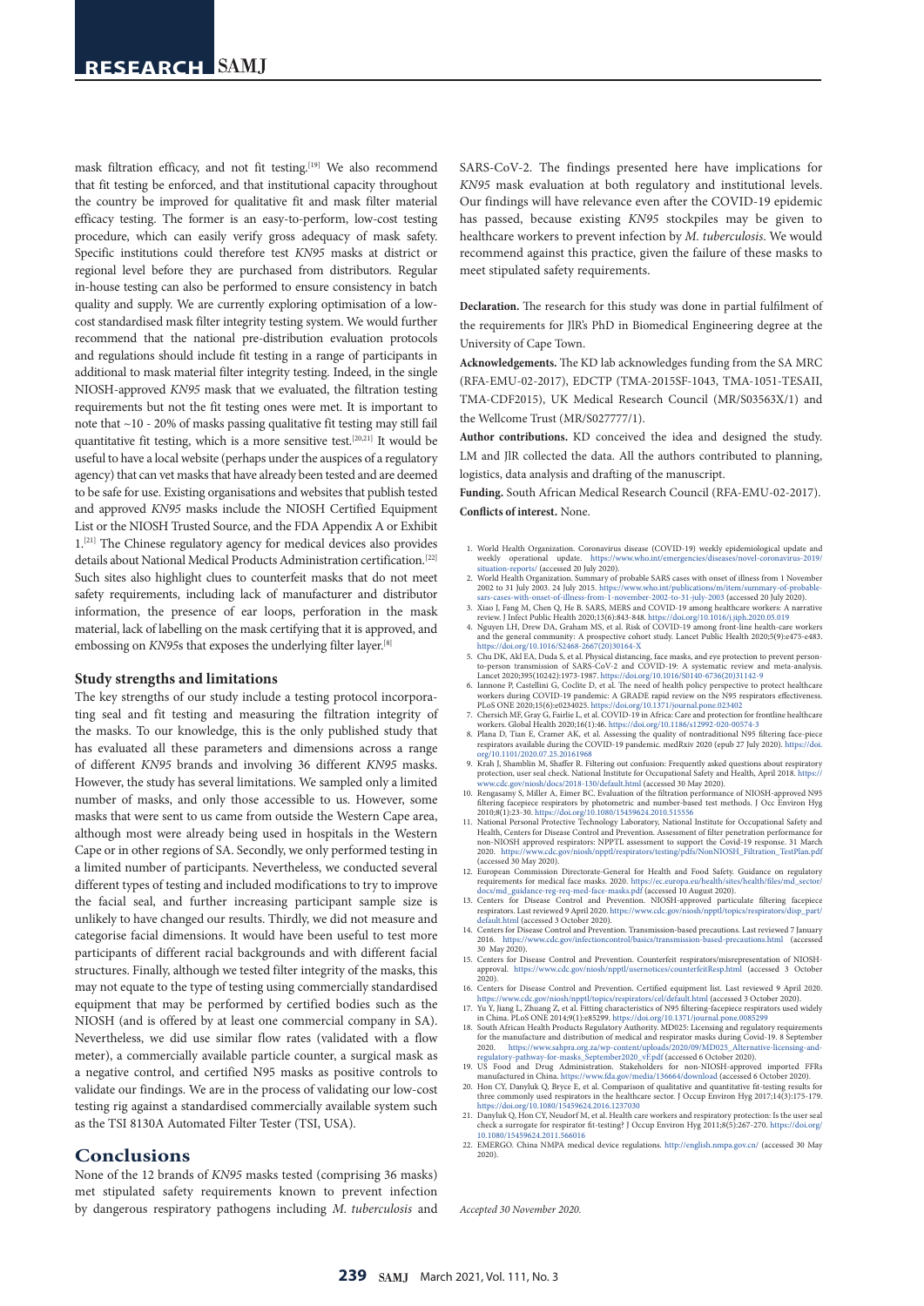mask filtration efficacy, and not fit testing.[19] We also recommend that fit testing be enforced, and that institutional capacity throughout the country be improved for qualitative fit and mask filter material efficacy testing. The former is an easy-to-perform, low-cost testing procedure, which can easily verify gross adequacy of mask safety. Specific institutions could therefore test *KN95* masks at district or regional level before they are purchased from distributors. Regular in-house testing can also be performed to ensure consistency in batch quality and supply. We are currently exploring optimisation of a low-cost standardised mask filter integrity testing system. We would further recommend that the national pre-distribution evaluation protocols and regulations should include fit testing in a range of participants in additional to mask material filter integrity testing. Indeed, in the single NIOSH-approved *KN95* mask that we evaluated, the filtration testing requirements but not the fit testing ones were met. It is important to note that ~10 - 20% of masks passing qualitative fit testing may still fail quantitative fit testing, which is a more sensitive test.[20,21] It would be useful to have a local website (perhaps under the auspices of a regulatory agency) that can vet masks that have already been tested and are deemed to be safe for use. Existing organisations and websites that publish tested and approved *KN95* masks include the NIOSH Certified Equipment List or the NIOSH Trusted Source, and the FDA Appendix A or Exhibit 1.[21] The Chinese regulatory agency for medical devices also provides details about National Medical Products Administration certification.[22] Such sites also highlight clues to counterfeit masks that do not meet safety requirements, including lack of manufacturer and distributor information, the presence of ear loops, perforation in the mask material, lack of labelling on the mask certifying that it is approved, and embossing on *KN95*s that exposes the underlying filter layer.[8]

### Study strengths and limitations

The key strengths of our study include a testing protocol incorporating seal and fit testing and measuring the filtration integrity of the masks. To our knowledge, this is the only published study that has evaluated all these parameters and dimensions across a range of different *KN95* brands and involving 36 different *KN95* masks. However, the study has several limitations. We sampled only a limited number of masks, and only those accessible to us. However, some masks that were sent to us came from outside the Western Cape area, although most were already being used in hospitals in the Western Cape or in other regions of SA. Secondly, we only performed testing in a limited number of participants. Nevertheless, we conducted several different types of testing and included modifications to try to improve the facial seal, and further increasing participant sample size is unlikely to have changed our results. Thirdly, we did not measure and categorise facial dimensions. It would have been useful to test more participants of different racial backgrounds and with different facial structures. Finally, although we tested filter integrity of the masks, this may not equate to the type of testing using commercially standardised equipment that may be performed by certified bodies such as the NIOSH (and is offered by at least one commercial company in SA). Nevertheless, we did use similar flow rates (validated with a flow meter), a commercially available particle counter, a surgical mask as a negative control, and certified N95 masks as positive controls to validate our findings. We are in the process of validating our low-cost testing rig against a standardised commercially available system such as the TSI 8130A Automated Filter Tester (TSI, USA).

## Conclusions

None of the 12 brands of *KN95* masks tested (comprising 36 masks) met stipulated safety requirements known to prevent infection by dangerous respiratory pathogens including *M. tuberculosis* and SARS-CoV-2. The findings presented here have implications for *KN95* mask evaluation at both regulatory and institutional levels. Our findings will have relevance even after the COVID-19 epidemic has passed, because existing *KN95* stockpiles may be given to healthcare workers to prevent infection by *M. tuberculosis*. We would recommend against this practice, given the failure of these masks to meet stipulated safety requirements.

**Declaration.** The research for this study was done in partial fulfilment of the requirements for JIR's PhD in Biomedical Engineering degree at the University of Cape Town.

**Acknowledgements.** The KD lab acknowledges funding from the SA MRC (RFA-EMU-02-2017), EDCTP (TMA-2015SF-1043, TMA-1051-TESAII, TMA-CDF2015), UK Medical Research Council (MR/S03563X/1) and the Wellcome Trust (MR/S027777/1).

**Author contributions.** KD conceived the idea and designed the study. LM and JIR collected the data. All the authors contributed to planning, logistics, data analysis and drafting of the manuscript.

**Funding.** South African Medical Research Council (RFA-EMU-02-2017).

**Conflicts of interest.** None.

1. World Health Organization. Coronavirus disease (COVID-19) weekly epidemiological update and weekly operational update. https://www.who.int/emergencies/diseases/novel-coronavirus-2019/situation-reports/ (accessed 20 July 2020).
2. World Health Organization. Summary of probable SARS cases with onset of illness from 1 November 2002 to 31 July 2003. 24 July 2015. https://www.who.int/publications/m/item/summary-of-probable-sars-cases-with-onset-of-illness-from-1-november-2002-to-31-july-2003 (accessed 20 July 2020).
3. Xiao J, Fang M, Chen Q, He B. SARS, MERS and COVID-19 among healthcare workers: A narrative review. J Infect Public Health 2020;13(6):843-848. https://doi.org/10.1016/j.jiph.2020.05.019
4. Nguyen LH, Drew DA, Graham MS, et al. Risk of COVID-19 among front-line health-care workers and the general community: A prospective cohort study. Lancet Public Health 2020;5(9):e475-e483. https://doi.org/10.1016/S2468-2667(20)30164-X
5. Chu DK, Akl EA, Duda S, et al. Physical distancing, face masks, and eye protection to prevent person-to-person transmission of SARS-CoV-2 and COVID-19: A systematic review and meta-analysis. Lancet 2020;395(10242):1973-1987. https://doi.org/10.1016/S0140-6736(20)31142-9
6. Iannone P, Castellini G, Coclite D, et al. The need of health policy perspective to protect healthcare workers during COVID-19 pandemic: A GRADE rapid review on the N95 respirators effectiveness. PLoS ONE 2020;15(6):e0234025. https://doi.org/10.1371/journal.pone.023402
7. Chersich MF, Gray G, Fairlie L, et al. COVID-19 in Africa: Care and protection for frontline healthcare workers. Global Health 2020;16(1):46. https://doi.org/10.1186/s12992-020-00574-3
8. Plana D, Tian E, Cramer AK, et al. Assessing the quality of nontraditional N95 filtering face-piece respirators available during the COVID-19 pandemic. medRxiv 2020 (epub 27 July 2020). https://doi.org/10.1101/2020.07.25.20161968
9. Krah J, Shamblin M, Shaffer R. Filtering out confusion: Frequently asked questions about respiratory protection, user seal check. National Institute for Occupational Safety and Health, April 2018. https://www.cdc.gov/niosh/docs/2018-130/default.html (accessed 30 May 2020).
10. Rengasamy S, Miller A, Eimer BC. Evaluation of the filtration performance of NIOSH-approved N95 filtering facepiece respirators by photometric and number-based test methods. J Occ Environ Hyg 2010;8(1):23-30. https://doi.org/10.1080/15459624.2010.515556
11. National Personal Protective Technology Laboratory, National Institute for Occupational Safety and Health, Centers for Disease Control and Prevention. Assessment of filter penetration performance for non-NIOSH approved respirators: NPPTL assessment to support the Covid-19 response. 31 March 2020. https://www.cdc.gov/niosh/npptl/respirators/testing/pdfs/NonNIOSH_Filtration_TestPlan.pdf (accessed 30 May 2020).
12. European Commission Directorate-General for Health and Food Safety. Guidance on regulatory requirements for medical face masks. 2020. https://ec.europa.eu/health/sites/health/files/md_sector/docs/md_guidance-reg-req-med-face-masks.pdf (accessed 10 August 2020).
13. Centers for Disease Control and Prevention. NIOSH-approved particulate filtering facepiece respirators. Last reviewed 9 April 2020. https://www.cdc.gov/niosh/npptl/topics/respirators/disp_part/default.html (accessed 3 October 2020).
14. Centers for Disease Control and Prevention. Transmission-based precautions. Last reviewed 7 January 2016. https://www.cdc.gov/infectioncontrol/basics/transmission-based-precautions.html (accessed 30 May 2020).
15. Centers for Disease Control and Prevention. Counterfeit respirators/misrepresentation of NIOSH-approval. https://www.cdc.gov/niosh/npptl/usernotices/counterfeitResp.html (accessed 3 October 2020).
16. Centers for Disease Control and Prevention. Certified equipment list. Last reviewed 9 April 2020. https://www.cdc.gov/niosh/npptl/topics/respirators/cel/default.html (accessed 3 October 2020).
17. Yu Y, Jiang L, Zhuang Z, et al. Fitting characteristics of N95 filtering-facepiece respirators used widely in China. PLoS ONE 2014;9(1):e85299. https://doi.org/10.1371/journal.pone.0085299
18. South African Health Products Regulatory Authority. MD025: Licensing and regulatory requirements for the manufacture and distribution of medical and respirator masks during Covid-19. 8 September 2020. https://www.sahpra.org.za/wp-content/uploads/2020/09/MD025_Alternative-licensing-and-regulatory-pathway-for-masks_September2020_vF.pdf (accessed 6 October 2020).
19. US Food and Drug Administration. Stakeholders for non-NIOSH-approved imported FFRs manufactured in China. https://www.fda.gov/media/136664/download (accessed 6 October 2020).
20. Hon CY, Danyluk Q, Bryce E, et al. Comparison of qualitative and quantitative fit-testing results for three commonly used respirators in the healthcare sector. J Occup Environ Hyg 2017;14(3):175-179. https://doi.org/10.1080/15459624.2016.1237030
21. Danyluk Q, Hon CY, Neudorf M, et al. Health care workers and respiratory protection: Is the user seal check a surrogate for respirator fit-testing? J Occup Environ Hyg 2011;8(5):267-270. https://doi.org/10.1080/15459624.2011.566016
22. EMERGO. China NMPA medical device regulations. http://english.nmpa.gov.cn/ (accessed 30 May 2020).

*Accepted 30 November 2020.*